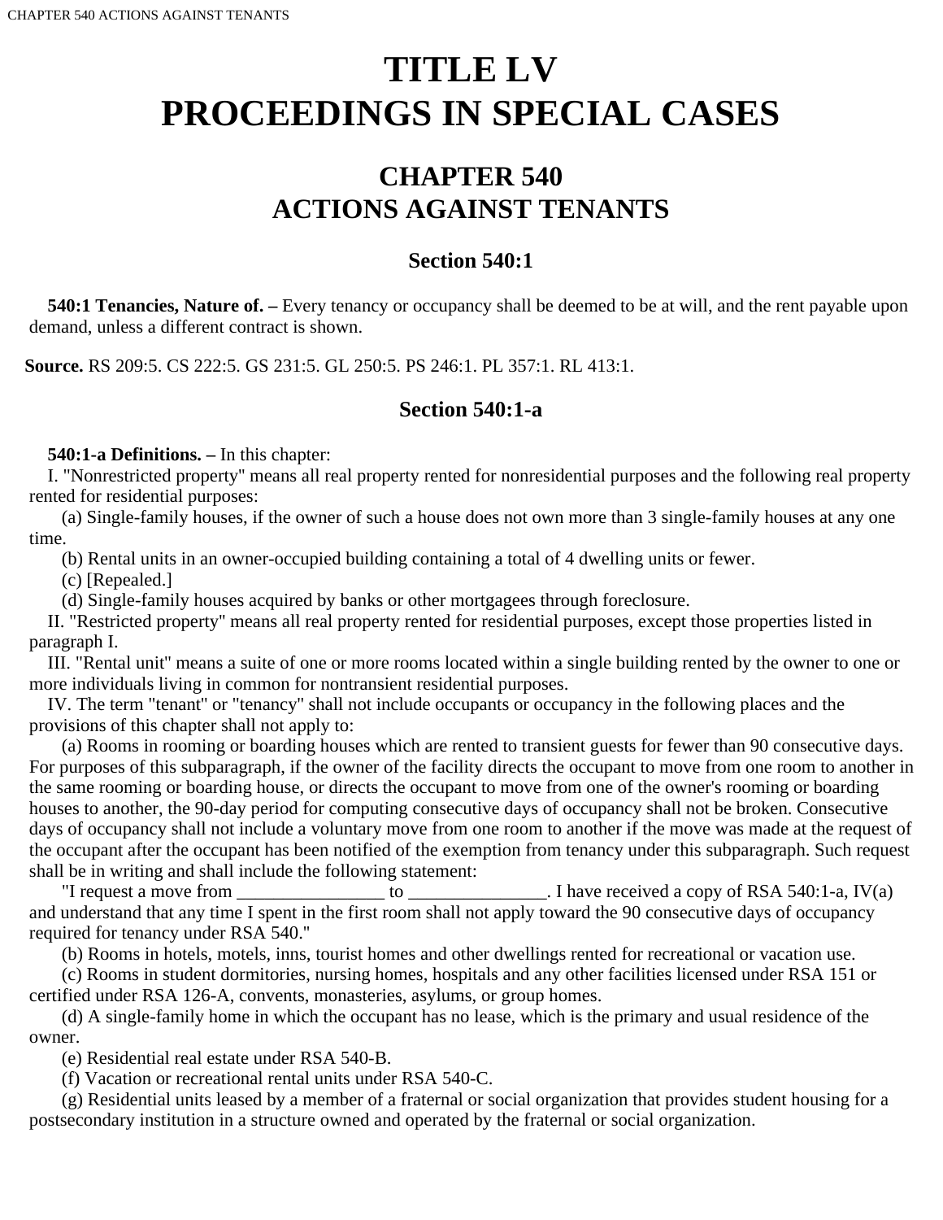# TITLE LV
# PROCEEDINGS IN SPECIAL CASES

## CHAPTER 540
## ACTIONS AGAINST TENANTS

### Section 540:1

**540:1 Tenancies, Nature of. –** Every tenancy or occupancy shall be deemed to be at will, and the rent payable upon demand, unless a different contract is shown.

**Source.** RS 209:5. CS 222:5. GS 231:5. GL 250:5. PS 246:1. PL 357:1. RL 413:1.

### Section 540:1-a

**540:1-a Definitions. –** In this chapter:

I. "Nonrestricted property" means all real property rented for nonresidential purposes and the following real property rented for residential purposes:

(a) Single-family houses, if the owner of such a house does not own more than 3 single-family houses at any one time.

(b) Rental units in an owner-occupied building containing a total of 4 dwelling units or fewer.

(c) [Repealed.]

(d) Single-family houses acquired by banks or other mortgagees through foreclosure.

II. "Restricted property" means all real property rented for residential purposes, except those properties listed in paragraph I.

III. "Rental unit" means a suite of one or more rooms located within a single building rented by the owner to one or more individuals living in common for nontransient residential purposes.

IV. The term "tenant" or "tenancy" shall not include occupants or occupancy in the following places and the provisions of this chapter shall not apply to:

(a) Rooms in rooming or boarding houses which are rented to transient guests for fewer than 90 consecutive days. For purposes of this subparagraph, if the owner of the facility directs the occupant to move from one room to another in the same rooming or boarding house, or directs the occupant to move from one of the owner's rooming or boarding houses to another, the 90-day period for computing consecutive days of occupancy shall not be broken. Consecutive days of occupancy shall not include a voluntary move from one room to another if the move was made at the request of the occupant after the occupant has been notified of the exemption from tenancy under this subparagraph. Such request shall be in writing and shall include the following statement:

"I request a move from ________________ to _______________. I have received a copy of RSA 540:1-a, IV(a) and understand that any time I spent in the first room shall not apply toward the 90 consecutive days of occupancy required for tenancy under RSA 540."

(b) Rooms in hotels, motels, inns, tourist homes and other dwellings rented for recreational or vacation use.

(c) Rooms in student dormitories, nursing homes, hospitals and any other facilities licensed under RSA 151 or certified under RSA 126-A, convents, monasteries, asylums, or group homes.

(d) A single-family home in which the occupant has no lease, which is the primary and usual residence of the owner.

(e) Residential real estate under RSA 540-B.

(f) Vacation or recreational rental units under RSA 540-C.

(g) Residential units leased by a member of a fraternal or social organization that provides student housing for a postsecondary institution in a structure owned and operated by the fraternal or social organization.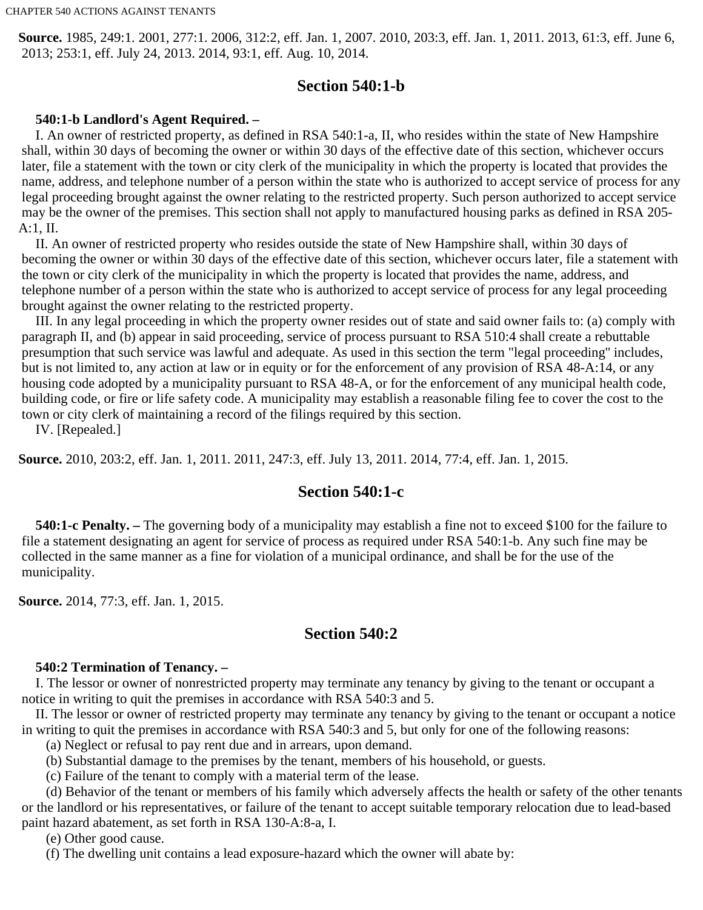**Source.** 1985, 249:1. 2001, 277:1. 2006, 312:2, eff. Jan. 1, 2007. 2010, 203:3, eff. Jan. 1, 2011. 2013, 61:3, eff. June 6, 2013; 253:1, eff. July 24, 2013. 2014, 93:1, eff. Aug. 10, 2014.

## Section 540:1-b

**540:1-b Landlord's Agent Required. –**

I. An owner of restricted property, as defined in RSA 540:1-a, II, who resides within the state of New Hampshire shall, within 30 days of becoming the owner or within 30 days of the effective date of this section, whichever occurs later, file a statement with the town or city clerk of the municipality in which the property is located that provides the name, address, and telephone number of a person within the state who is authorized to accept service of process for any legal proceeding brought against the owner relating to the restricted property. Such person authorized to accept service may be the owner of the premises. This section shall not apply to manufactured housing parks as defined in RSA 205-A:1, II.

II. An owner of restricted property who resides outside the state of New Hampshire shall, within 30 days of becoming the owner or within 30 days of the effective date of this section, whichever occurs later, file a statement with the town or city clerk of the municipality in which the property is located that provides the name, address, and telephone number of a person within the state who is authorized to accept service of process for any legal proceeding brought against the owner relating to the restricted property.

III. In any legal proceeding in which the property owner resides out of state and said owner fails to: (a) comply with paragraph II, and (b) appear in said proceeding, service of process pursuant to RSA 510:4 shall create a rebuttable presumption that such service was lawful and adequate. As used in this section the term "legal proceeding" includes, but is not limited to, any action at law or in equity or for the enforcement of any provision of RSA 48-A:14, or any housing code adopted by a municipality pursuant to RSA 48-A, or for the enforcement of any municipal health code, building code, or fire or life safety code. A municipality may establish a reasonable filing fee to cover the cost to the town or city clerk of maintaining a record of the filings required by this section.

IV. [Repealed.]

**Source.** 2010, 203:2, eff. Jan. 1, 2011. 2011, 247:3, eff. July 13, 2011. 2014, 77:4, eff. Jan. 1, 2015.

## Section 540:1-c

**540:1-c Penalty. –** The governing body of a municipality may establish a fine not to exceed $100 for the failure to file a statement designating an agent for service of process as required under RSA 540:1-b. Any such fine may be collected in the same manner as a fine for violation of a municipal ordinance, and shall be for the use of the municipality.

**Source.** 2014, 77:3, eff. Jan. 1, 2015.

## Section 540:2

**540:2 Termination of Tenancy. –**

I. The lessor or owner of nonrestricted property may terminate any tenancy by giving to the tenant or occupant a notice in writing to quit the premises in accordance with RSA 540:3 and 5.

II. The lessor or owner of restricted property may terminate any tenancy by giving to the tenant or occupant a notice in writing to quit the premises in accordance with RSA 540:3 and 5, but only for one of the following reasons:

(a) Neglect or refusal to pay rent due and in arrears, upon demand.

(b) Substantial damage to the premises by the tenant, members of his household, or guests.

(c) Failure of the tenant to comply with a material term of the lease.

(d) Behavior of the tenant or members of his family which adversely affects the health or safety of the other tenants or the landlord or his representatives, or failure of the tenant to accept suitable temporary relocation due to lead-based paint hazard abatement, as set forth in RSA 130-A:8-a, I.

(e) Other good cause.

(f) The dwelling unit contains a lead exposure-hazard which the owner will abate by: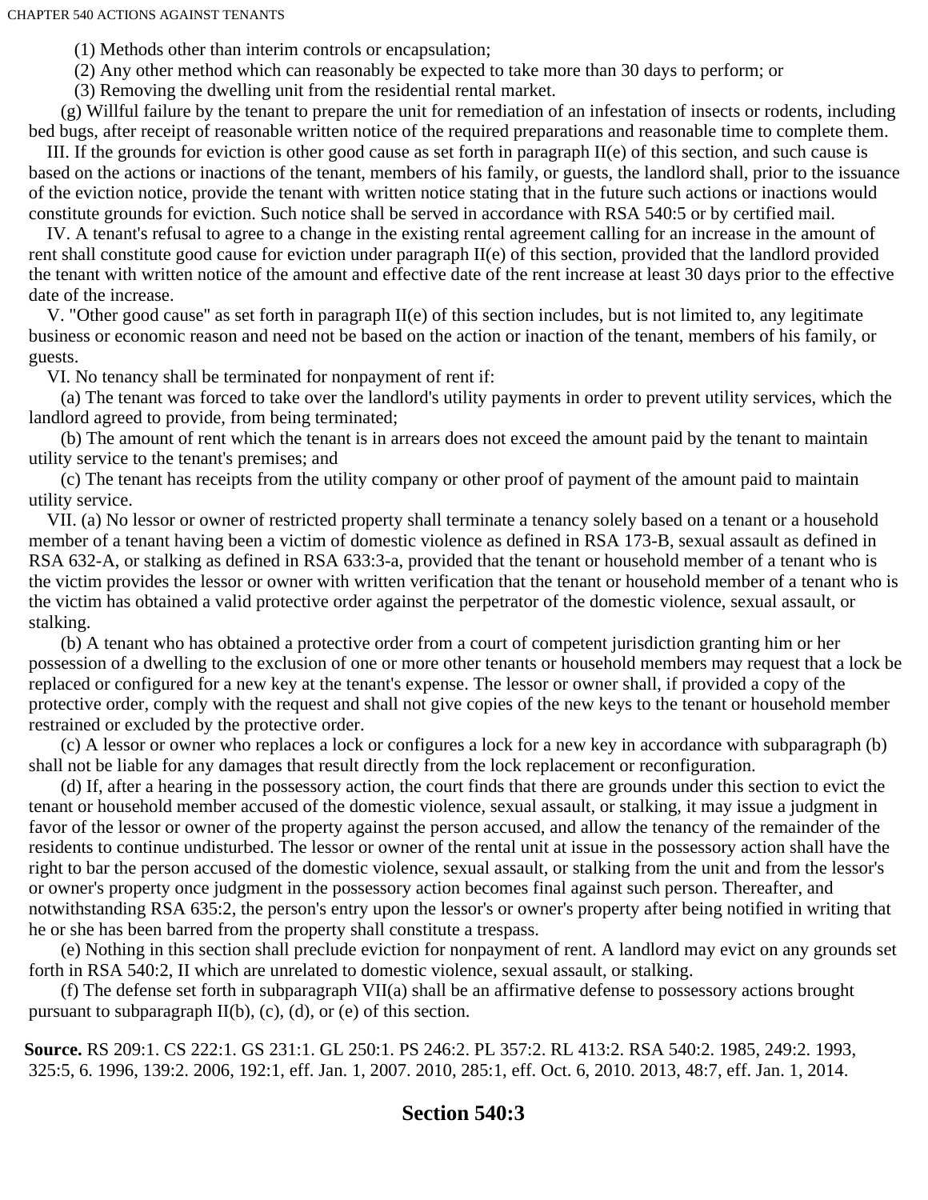(1) Methods other than interim controls or encapsulation;

(2) Any other method which can reasonably be expected to take more than 30 days to perform; or

(3) Removing the dwelling unit from the residential rental market.

(g) Willful failure by the tenant to prepare the unit for remediation of an infestation of insects or rodents, including bed bugs, after receipt of reasonable written notice of the required preparations and reasonable time to complete them.

III. If the grounds for eviction is other good cause as set forth in paragraph II(e) of this section, and such cause is based on the actions or inactions of the tenant, members of his family, or guests, the landlord shall, prior to the issuance of the eviction notice, provide the tenant with written notice stating that in the future such actions or inactions would constitute grounds for eviction. Such notice shall be served in accordance with RSA 540:5 or by certified mail.

IV. A tenant's refusal to agree to a change in the existing rental agreement calling for an increase in the amount of rent shall constitute good cause for eviction under paragraph II(e) of this section, provided that the landlord provided the tenant with written notice of the amount and effective date of the rent increase at least 30 days prior to the effective date of the increase.

V. "Other good cause" as set forth in paragraph II(e) of this section includes, but is not limited to, any legitimate business or economic reason and need not be based on the action or inaction of the tenant, members of his family, or guests.

VI. No tenancy shall be terminated for nonpayment of rent if:

(a) The tenant was forced to take over the landlord's utility payments in order to prevent utility services, which the landlord agreed to provide, from being terminated;

(b) The amount of rent which the tenant is in arrears does not exceed the amount paid by the tenant to maintain utility service to the tenant's premises; and

(c) The tenant has receipts from the utility company or other proof of payment of the amount paid to maintain utility service.

VII. (a) No lessor or owner of restricted property shall terminate a tenancy solely based on a tenant or a household member of a tenant having been a victim of domestic violence as defined in RSA 173-B, sexual assault as defined in RSA 632-A, or stalking as defined in RSA 633:3-a, provided that the tenant or household member of a tenant who is the victim provides the lessor or owner with written verification that the tenant or household member of a tenant who is the victim has obtained a valid protective order against the perpetrator of the domestic violence, sexual assault, or stalking.

(b) A tenant who has obtained a protective order from a court of competent jurisdiction granting him or her possession of a dwelling to the exclusion of one or more other tenants or household members may request that a lock be replaced or configured for a new key at the tenant's expense. The lessor or owner shall, if provided a copy of the protective order, comply with the request and shall not give copies of the new keys to the tenant or household member restrained or excluded by the protective order.

(c) A lessor or owner who replaces a lock or configures a lock for a new key in accordance with subparagraph (b) shall not be liable for any damages that result directly from the lock replacement or reconfiguration.

(d) If, after a hearing in the possessory action, the court finds that there are grounds under this section to evict the tenant or household member accused of the domestic violence, sexual assault, or stalking, it may issue a judgment in favor of the lessor or owner of the property against the person accused, and allow the tenancy of the remainder of the residents to continue undisturbed. The lessor or owner of the rental unit at issue in the possessory action shall have the right to bar the person accused of the domestic violence, sexual assault, or stalking from the unit and from the lessor's or owner's property once judgment in the possessory action becomes final against such person. Thereafter, and notwithstanding RSA 635:2, the person's entry upon the lessor's or owner's property after being notified in writing that he or she has been barred from the property shall constitute a trespass.

(e) Nothing in this section shall preclude eviction for nonpayment of rent. A landlord may evict on any grounds set forth in RSA 540:2, II which are unrelated to domestic violence, sexual assault, or stalking.

(f) The defense set forth in subparagraph VII(a) shall be an affirmative defense to possessory actions brought pursuant to subparagraph II(b), (c), (d), or (e) of this section.

**Source.** RS 209:1. CS 222:1. GS 231:1. GL 250:1. PS 246:2. PL 357:2. RL 413:2. RSA 540:2. 1985, 249:2. 1993, 325:5, 6. 1996, 139:2. 2006, 192:1, eff. Jan. 1, 2007. 2010, 285:1, eff. Oct. 6, 2010. 2013, 48:7, eff. Jan. 1, 2014.

## Section 540:3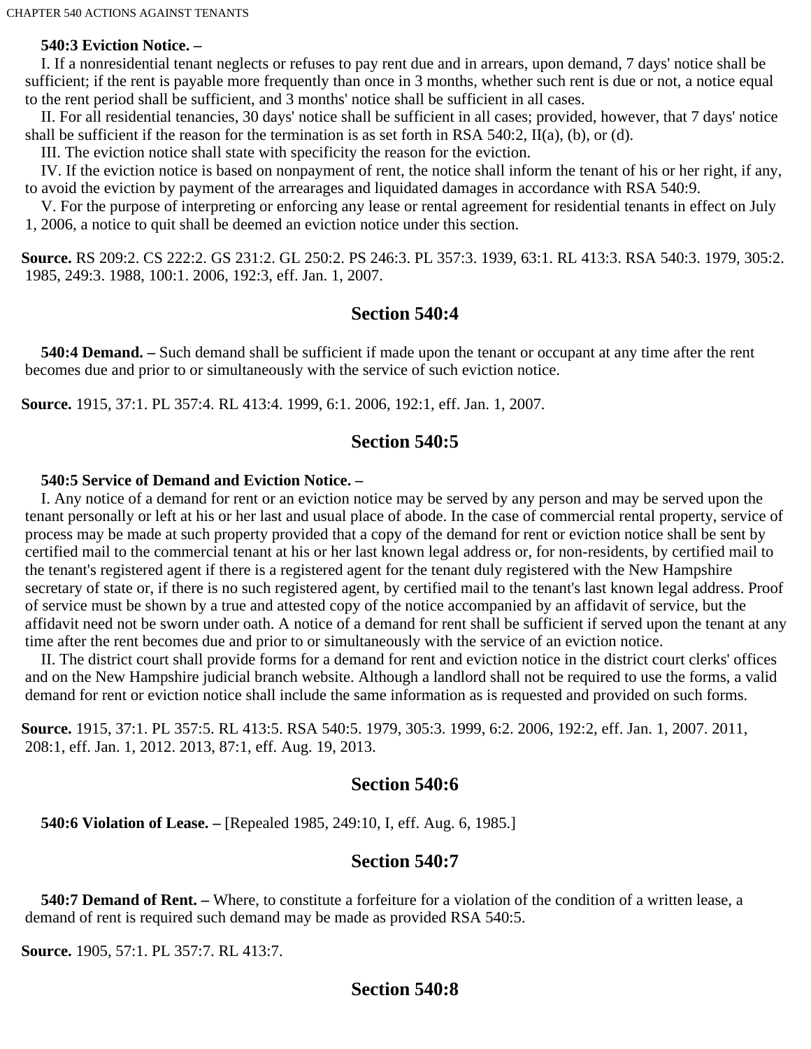**540:3 Eviction Notice. –**

I. If a nonresidential tenant neglects or refuses to pay rent due and in arrears, upon demand, 7 days' notice shall be sufficient; if the rent is payable more frequently than once in 3 months, whether such rent is due or not, a notice equal to the rent period shall be sufficient, and 3 months' notice shall be sufficient in all cases.

II. For all residential tenancies, 30 days' notice shall be sufficient in all cases; provided, however, that 7 days' notice shall be sufficient if the reason for the termination is as set forth in RSA 540:2, II(a), (b), or (d).

III. The eviction notice shall state with specificity the reason for the eviction.

IV. If the eviction notice is based on nonpayment of rent, the notice shall inform the tenant of his or her right, if any, to avoid the eviction by payment of the arrearages and liquidated damages in accordance with RSA 540:9.

V. For the purpose of interpreting or enforcing any lease or rental agreement for residential tenants in effect on July 1, 2006, a notice to quit shall be deemed an eviction notice under this section.

**Source.** RS 209:2. CS 222:2. GS 231:2. GL 250:2. PS 246:3. PL 357:3. 1939, 63:1. RL 413:3. RSA 540:3. 1979, 305:2. 1985, 249:3. 1988, 100:1. 2006, 192:3, eff. Jan. 1, 2007.

## Section 540:4

**540:4 Demand. –** Such demand shall be sufficient if made upon the tenant or occupant at any time after the rent becomes due and prior to or simultaneously with the service of such eviction notice.

**Source.** 1915, 37:1. PL 357:4. RL 413:4. 1999, 6:1. 2006, 192:1, eff. Jan. 1, 2007.

## Section 540:5

**540:5 Service of Demand and Eviction Notice. –**

I. Any notice of a demand for rent or an eviction notice may be served by any person and may be served upon the tenant personally or left at his or her last and usual place of abode. In the case of commercial rental property, service of process may be made at such property provided that a copy of the demand for rent or eviction notice shall be sent by certified mail to the commercial tenant at his or her last known legal address or, for non-residents, by certified mail to the tenant's registered agent if there is a registered agent for the tenant duly registered with the New Hampshire secretary of state or, if there is no such registered agent, by certified mail to the tenant's last known legal address. Proof of service must be shown by a true and attested copy of the notice accompanied by an affidavit of service, but the affidavit need not be sworn under oath. A notice of a demand for rent shall be sufficient if served upon the tenant at any time after the rent becomes due and prior to or simultaneously with the service of an eviction notice.

II. The district court shall provide forms for a demand for rent and eviction notice in the district court clerks' offices and on the New Hampshire judicial branch website. Although a landlord shall not be required to use the forms, a valid demand for rent or eviction notice shall include the same information as is requested and provided on such forms.

**Source.** 1915, 37:1. PL 357:5. RL 413:5. RSA 540:5. 1979, 305:3. 1999, 6:2. 2006, 192:2, eff. Jan. 1, 2007. 2011, 208:1, eff. Jan. 1, 2012. 2013, 87:1, eff. Aug. 19, 2013.

## Section 540:6

**540:6 Violation of Lease. –** [Repealed 1985, 249:10, I, eff. Aug. 6, 1985.]

## Section 540:7

**540:7 Demand of Rent. –** Where, to constitute a forfeiture for a violation of the condition of a written lease, a demand of rent is required such demand may be made as provided RSA 540:5.

**Source.** 1905, 57:1. PL 357:7. RL 413:7.

## Section 540:8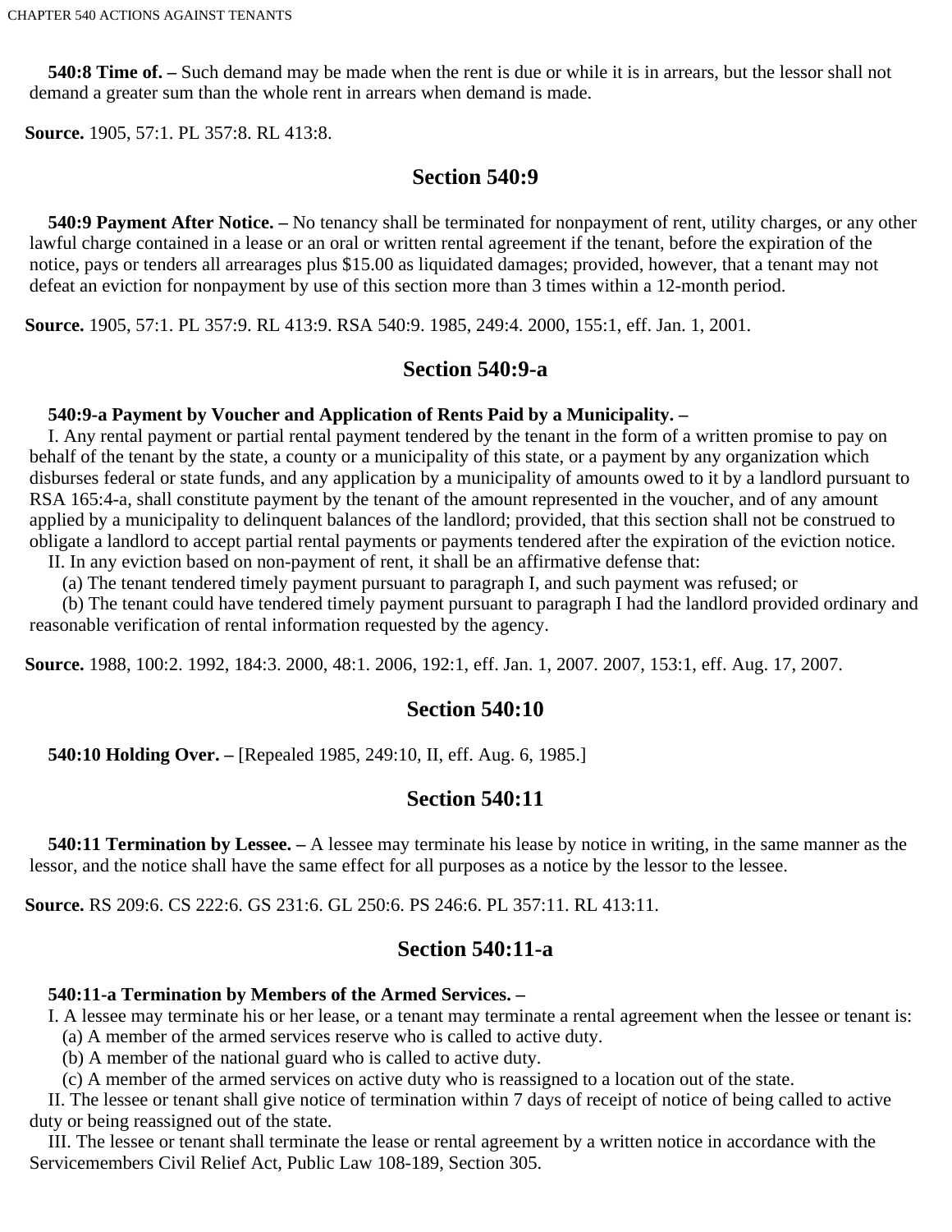**540:8 Time of. –** Such demand may be made when the rent is due or while it is in arrears, but the lessor shall not demand a greater sum than the whole rent in arrears when demand is made.

**Source.** 1905, 57:1. PL 357:8. RL 413:8.

## Section 540:9

**540:9 Payment After Notice. –** No tenancy shall be terminated for nonpayment of rent, utility charges, or any other lawful charge contained in a lease or an oral or written rental agreement if the tenant, before the expiration of the notice, pays or tenders all arrearages plus $15.00 as liquidated damages; provided, however, that a tenant may not defeat an eviction for nonpayment by use of this section more than 3 times within a 12-month period.

**Source.** 1905, 57:1. PL 357:9. RL 413:9. RSA 540:9. 1985, 249:4. 2000, 155:1, eff. Jan. 1, 2001.

## Section 540:9-a

**540:9-a Payment by Voucher and Application of Rents Paid by a Municipality. –**

I. Any rental payment or partial rental payment tendered by the tenant in the form of a written promise to pay on behalf of the tenant by the state, a county or a municipality of this state, or a payment by any organization which disburses federal or state funds, and any application by a municipality of amounts owed to it by a landlord pursuant to RSA 165:4-a, shall constitute payment by the tenant of the amount represented in the voucher, and of any amount applied by a municipality to delinquent balances of the landlord; provided, that this section shall not be construed to obligate a landlord to accept partial rental payments or payments tendered after the expiration of the eviction notice.

II. In any eviction based on non-payment of rent, it shall be an affirmative defense that:

(a) The tenant tendered timely payment pursuant to paragraph I, and such payment was refused; or

(b) The tenant could have tendered timely payment pursuant to paragraph I had the landlord provided ordinary and reasonable verification of rental information requested by the agency.

**Source.** 1988, 100:2. 1992, 184:3. 2000, 48:1. 2006, 192:1, eff. Jan. 1, 2007. 2007, 153:1, eff. Aug. 17, 2007.

## Section 540:10

**540:10 Holding Over. –** [Repealed 1985, 249:10, II, eff. Aug. 6, 1985.]

## Section 540:11

**540:11 Termination by Lessee. –** A lessee may terminate his lease by notice in writing, in the same manner as the lessor, and the notice shall have the same effect for all purposes as a notice by the lessor to the lessee.

**Source.** RS 209:6. CS 222:6. GS 231:6. GL 250:6. PS 246:6. PL 357:11. RL 413:11.

## Section 540:11-a

**540:11-a Termination by Members of the Armed Services. –**

I. A lessee may terminate his or her lease, or a tenant may terminate a rental agreement when the lessee or tenant is:

(a) A member of the armed services reserve who is called to active duty.

(b) A member of the national guard who is called to active duty.

(c) A member of the armed services on active duty who is reassigned to a location out of the state.

II. The lessee or tenant shall give notice of termination within 7 days of receipt of notice of being called to active duty or being reassigned out of the state.

III. The lessee or tenant shall terminate the lease or rental agreement by a written notice in accordance with the Servicemembers Civil Relief Act, Public Law 108-189, Section 305.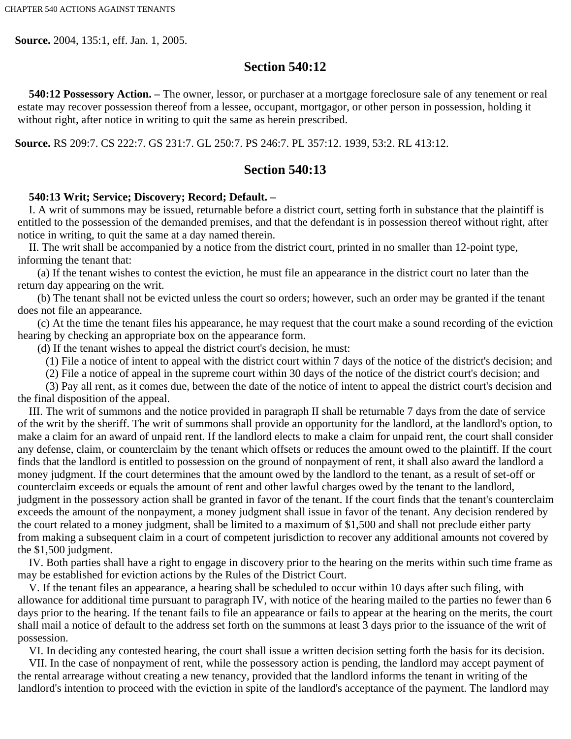**Source.** 2004, 135:1, eff. Jan. 1, 2005.

## Section 540:12

**540:12 Possessory Action. –** The owner, lessor, or purchaser at a mortgage foreclosure sale of any tenement or real estate may recover possession thereof from a lessee, occupant, mortgagor, or other person in possession, holding it without right, after notice in writing to quit the same as herein prescribed.

**Source.** RS 209:7. CS 222:7. GS 231:7. GL 250:7. PS 246:7. PL 357:12. 1939, 53:2. RL 413:12.

## Section 540:13

**540:13 Writ; Service; Discovery; Record; Default. –**

I. A writ of summons may be issued, returnable before a district court, setting forth in substance that the plaintiff is entitled to the possession of the demanded premises, and that the defendant is in possession thereof without right, after notice in writing, to quit the same at a day named therein.

II. The writ shall be accompanied by a notice from the district court, printed in no smaller than 12-point type, informing the tenant that:

(a) If the tenant wishes to contest the eviction, he must file an appearance in the district court no later than the return day appearing on the writ.

(b) The tenant shall not be evicted unless the court so orders; however, such an order may be granted if the tenant does not file an appearance.

(c) At the time the tenant files his appearance, he may request that the court make a sound recording of the eviction hearing by checking an appropriate box on the appearance form.

(d) If the tenant wishes to appeal the district court's decision, he must:

(1) File a notice of intent to appeal with the district court within 7 days of the notice of the district's decision; and

(2) File a notice of appeal in the supreme court within 30 days of the notice of the district court's decision; and

(3) Pay all rent, as it comes due, between the date of the notice of intent to appeal the district court's decision and the final disposition of the appeal.

III. The writ of summons and the notice provided in paragraph II shall be returnable 7 days from the date of service of the writ by the sheriff. The writ of summons shall provide an opportunity for the landlord, at the landlord's option, to make a claim for an award of unpaid rent. If the landlord elects to make a claim for unpaid rent, the court shall consider any defense, claim, or counterclaim by the tenant which offsets or reduces the amount owed to the plaintiff. If the court finds that the landlord is entitled to possession on the ground of nonpayment of rent, it shall also award the landlord a money judgment. If the court determines that the amount owed by the landlord to the tenant, as a result of set-off or counterclaim exceeds or equals the amount of rent and other lawful charges owed by the tenant to the landlord, judgment in the possessory action shall be granted in favor of the tenant. If the court finds that the tenant's counterclaim exceeds the amount of the nonpayment, a money judgment shall issue in favor of the tenant. Any decision rendered by the court related to a money judgment, shall be limited to a maximum of $1,500 and shall not preclude either party from making a subsequent claim in a court of competent jurisdiction to recover any additional amounts not covered by the $1,500 judgment.

IV. Both parties shall have a right to engage in discovery prior to the hearing on the merits within such time frame as may be established for eviction actions by the Rules of the District Court.

V. If the tenant files an appearance, a hearing shall be scheduled to occur within 10 days after such filing, with allowance for additional time pursuant to paragraph IV, with notice of the hearing mailed to the parties no fewer than 6 days prior to the hearing. If the tenant fails to file an appearance or fails to appear at the hearing on the merits, the court shall mail a notice of default to the address set forth on the summons at least 3 days prior to the issuance of the writ of possession.

VI. In deciding any contested hearing, the court shall issue a written decision setting forth the basis for its decision.

VII. In the case of nonpayment of rent, while the possessory action is pending, the landlord may accept payment of the rental arrearage without creating a new tenancy, provided that the landlord informs the tenant in writing of the landlord's intention to proceed with the eviction in spite of the landlord's acceptance of the payment. The landlord may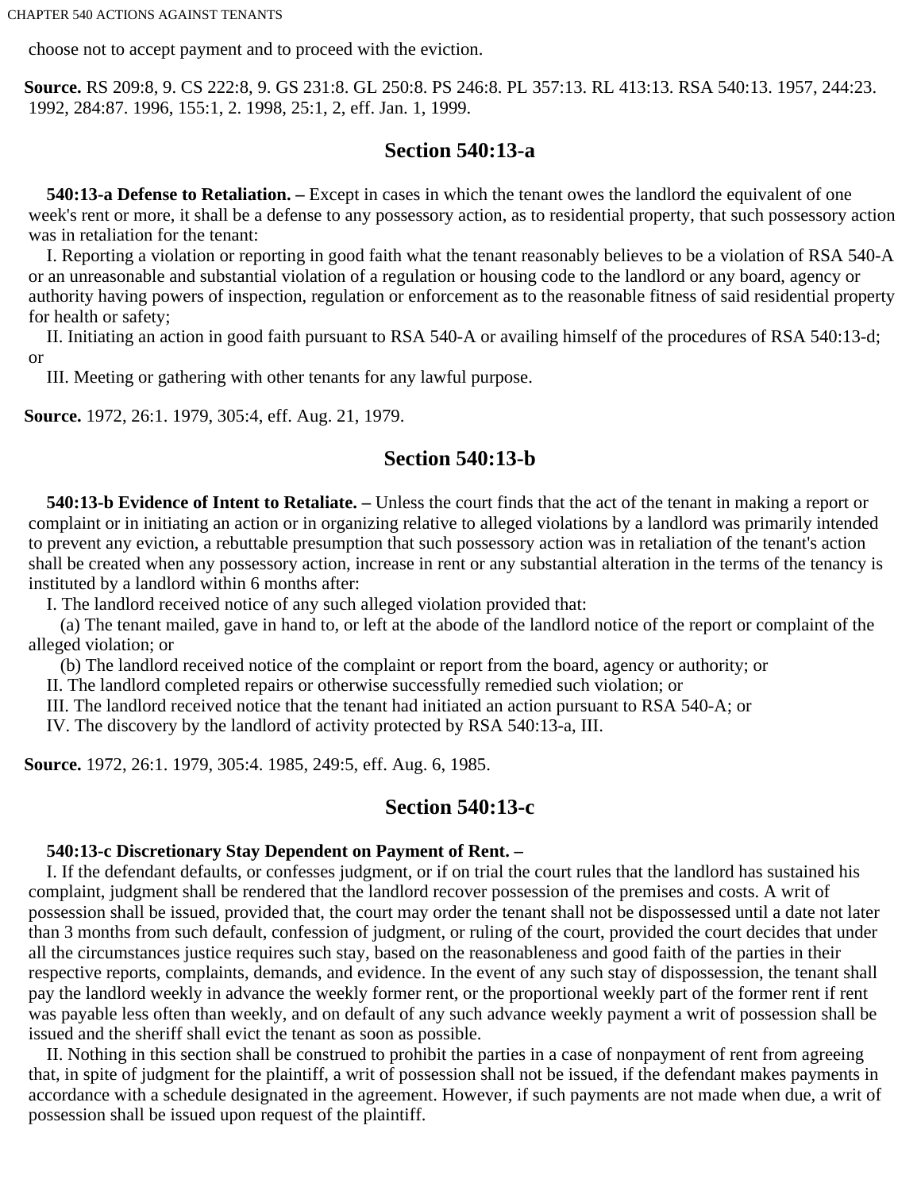choose not to accept payment and to proceed with the eviction.

**Source.** RS 209:8, 9. CS 222:8, 9. GS 231:8. GL 250:8. PS 246:8. PL 357:13. RL 413:13. RSA 540:13. 1957, 244:23. 1992, 284:87. 1996, 155:1, 2. 1998, 25:1, 2, eff. Jan. 1, 1999.

## Section 540:13-a

**540:13-a Defense to Retaliation. –** Except in cases in which the tenant owes the landlord the equivalent of one week's rent or more, it shall be a defense to any possessory action, as to residential property, that such possessory action was in retaliation for the tenant:

I. Reporting a violation or reporting in good faith what the tenant reasonably believes to be a violation of RSA 540-A or an unreasonable and substantial violation of a regulation or housing code to the landlord or any board, agency or authority having powers of inspection, regulation or enforcement as to the reasonable fitness of said residential property for health or safety;

II. Initiating an action in good faith pursuant to RSA 540-A or availing himself of the procedures of RSA 540:13-d; or

III. Meeting or gathering with other tenants for any lawful purpose.

**Source.** 1972, 26:1. 1979, 305:4, eff. Aug. 21, 1979.

## Section 540:13-b

**540:13-b Evidence of Intent to Retaliate. –** Unless the court finds that the act of the tenant in making a report or complaint or in initiating an action or in organizing relative to alleged violations by a landlord was primarily intended to prevent any eviction, a rebuttable presumption that such possessory action was in retaliation of the tenant's action shall be created when any possessory action, increase in rent or any substantial alteration in the terms of the tenancy is instituted by a landlord within 6 months after:

I. The landlord received notice of any such alleged violation provided that:

(a) The tenant mailed, gave in hand to, or left at the abode of the landlord notice of the report or complaint of the alleged violation; or

(b) The landlord received notice of the complaint or report from the board, agency or authority; or

II. The landlord completed repairs or otherwise successfully remedied such violation; or

III. The landlord received notice that the tenant had initiated an action pursuant to RSA 540-A; or

IV. The discovery by the landlord of activity protected by RSA 540:13-a, III.

**Source.** 1972, 26:1. 1979, 305:4. 1985, 249:5, eff. Aug. 6, 1985.

## Section 540:13-c

**540:13-c Discretionary Stay Dependent on Payment of Rent. –**

I. If the defendant defaults, or confesses judgment, or if on trial the court rules that the landlord has sustained his complaint, judgment shall be rendered that the landlord recover possession of the premises and costs. A writ of possession shall be issued, provided that, the court may order the tenant shall not be dispossessed until a date not later than 3 months from such default, confession of judgment, or ruling of the court, provided the court decides that under all the circumstances justice requires such stay, based on the reasonableness and good faith of the parties in their respective reports, complaints, demands, and evidence. In the event of any such stay of dispossession, the tenant shall pay the landlord weekly in advance the weekly former rent, or the proportional weekly part of the former rent if rent was payable less often than weekly, and on default of any such advance weekly payment a writ of possession shall be issued and the sheriff shall evict the tenant as soon as possible.

II. Nothing in this section shall be construed to prohibit the parties in a case of nonpayment of rent from agreeing that, in spite of judgment for the plaintiff, a writ of possession shall not be issued, if the defendant makes payments in accordance with a schedule designated in the agreement. However, if such payments are not made when due, a writ of possession shall be issued upon request of the plaintiff.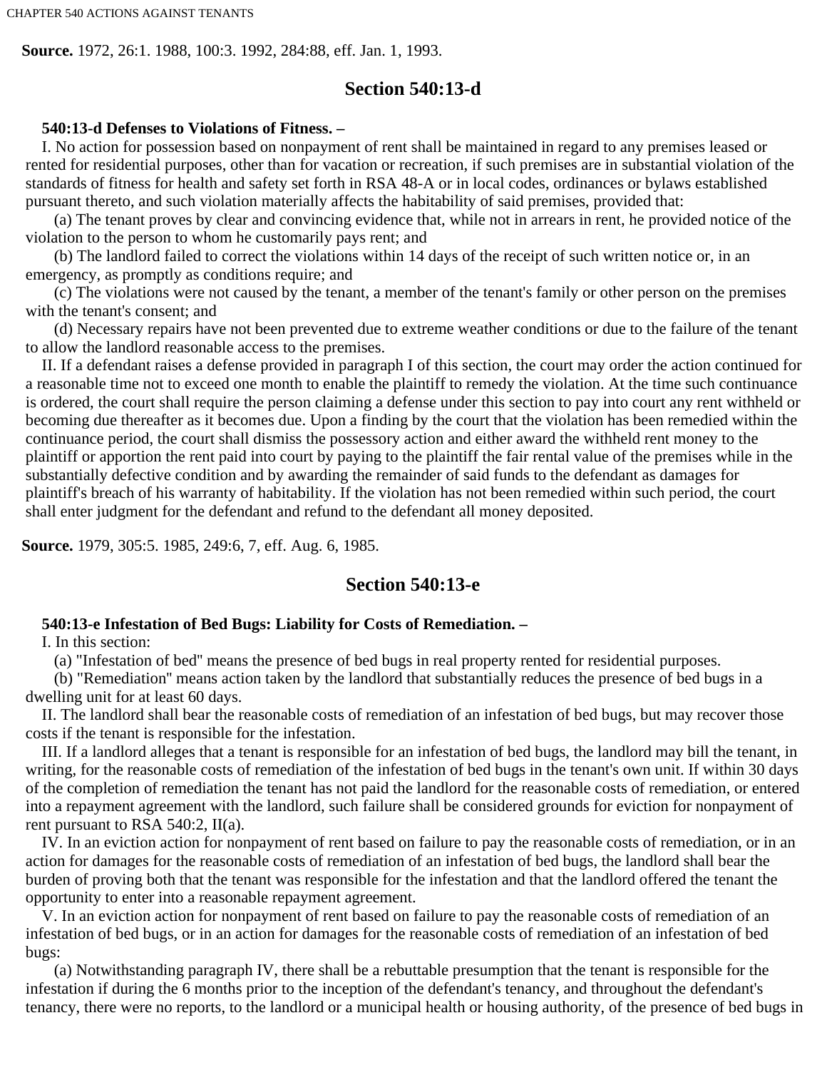**Source.** 1972, 26:1. 1988, 100:3. 1992, 284:88, eff. Jan. 1, 1993.

## Section 540:13-d

**540:13-d Defenses to Violations of Fitness. –**

I. No action for possession based on nonpayment of rent shall be maintained in regard to any premises leased or rented for residential purposes, other than for vacation or recreation, if such premises are in substantial violation of the standards of fitness for health and safety set forth in RSA 48-A or in local codes, ordinances or bylaws established pursuant thereto, and such violation materially affects the habitability of said premises, provided that:

(a) The tenant proves by clear and convincing evidence that, while not in arrears in rent, he provided notice of the violation to the person to whom he customarily pays rent; and

(b) The landlord failed to correct the violations within 14 days of the receipt of such written notice or, in an emergency, as promptly as conditions require; and

(c) The violations were not caused by the tenant, a member of the tenant's family or other person on the premises with the tenant's consent; and

(d) Necessary repairs have not been prevented due to extreme weather conditions or due to the failure of the tenant to allow the landlord reasonable access to the premises.

II. If a defendant raises a defense provided in paragraph I of this section, the court may order the action continued for a reasonable time not to exceed one month to enable the plaintiff to remedy the violation. At the time such continuance is ordered, the court shall require the person claiming a defense under this section to pay into court any rent withheld or becoming due thereafter as it becomes due. Upon a finding by the court that the violation has been remedied within the continuance period, the court shall dismiss the possessory action and either award the withheld rent money to the plaintiff or apportion the rent paid into court by paying to the plaintiff the fair rental value of the premises while in the substantially defective condition and by awarding the remainder of said funds to the defendant as damages for plaintiff's breach of his warranty of habitability. If the violation has not been remedied within such period, the court shall enter judgment for the defendant and refund to the defendant all money deposited.

**Source.** 1979, 305:5. 1985, 249:6, 7, eff. Aug. 6, 1985.

## Section 540:13-e

**540:13-e Infestation of Bed Bugs: Liability for Costs of Remediation. –**

I. In this section:

(a) "Infestation of bed" means the presence of bed bugs in real property rented for residential purposes.

(b) "Remediation" means action taken by the landlord that substantially reduces the presence of bed bugs in a dwelling unit for at least 60 days.

II. The landlord shall bear the reasonable costs of remediation of an infestation of bed bugs, but may recover those costs if the tenant is responsible for the infestation.

III. If a landlord alleges that a tenant is responsible for an infestation of bed bugs, the landlord may bill the tenant, in writing, for the reasonable costs of remediation of the infestation of bed bugs in the tenant's own unit. If within 30 days of the completion of remediation the tenant has not paid the landlord for the reasonable costs of remediation, or entered into a repayment agreement with the landlord, such failure shall be considered grounds for eviction for nonpayment of rent pursuant to RSA 540:2, II(a).

IV. In an eviction action for nonpayment of rent based on failure to pay the reasonable costs of remediation, or in an action for damages for the reasonable costs of remediation of an infestation of bed bugs, the landlord shall bear the burden of proving both that the tenant was responsible for the infestation and that the landlord offered the tenant the opportunity to enter into a reasonable repayment agreement.

V. In an eviction action for nonpayment of rent based on failure to pay the reasonable costs of remediation of an infestation of bed bugs, or in an action for damages for the reasonable costs of remediation of an infestation of bed bugs:

(a) Notwithstanding paragraph IV, there shall be a rebuttable presumption that the tenant is responsible for the infestation if during the 6 months prior to the inception of the defendant's tenancy, and throughout the defendant's tenancy, there were no reports, to the landlord or a municipal health or housing authority, of the presence of bed bugs in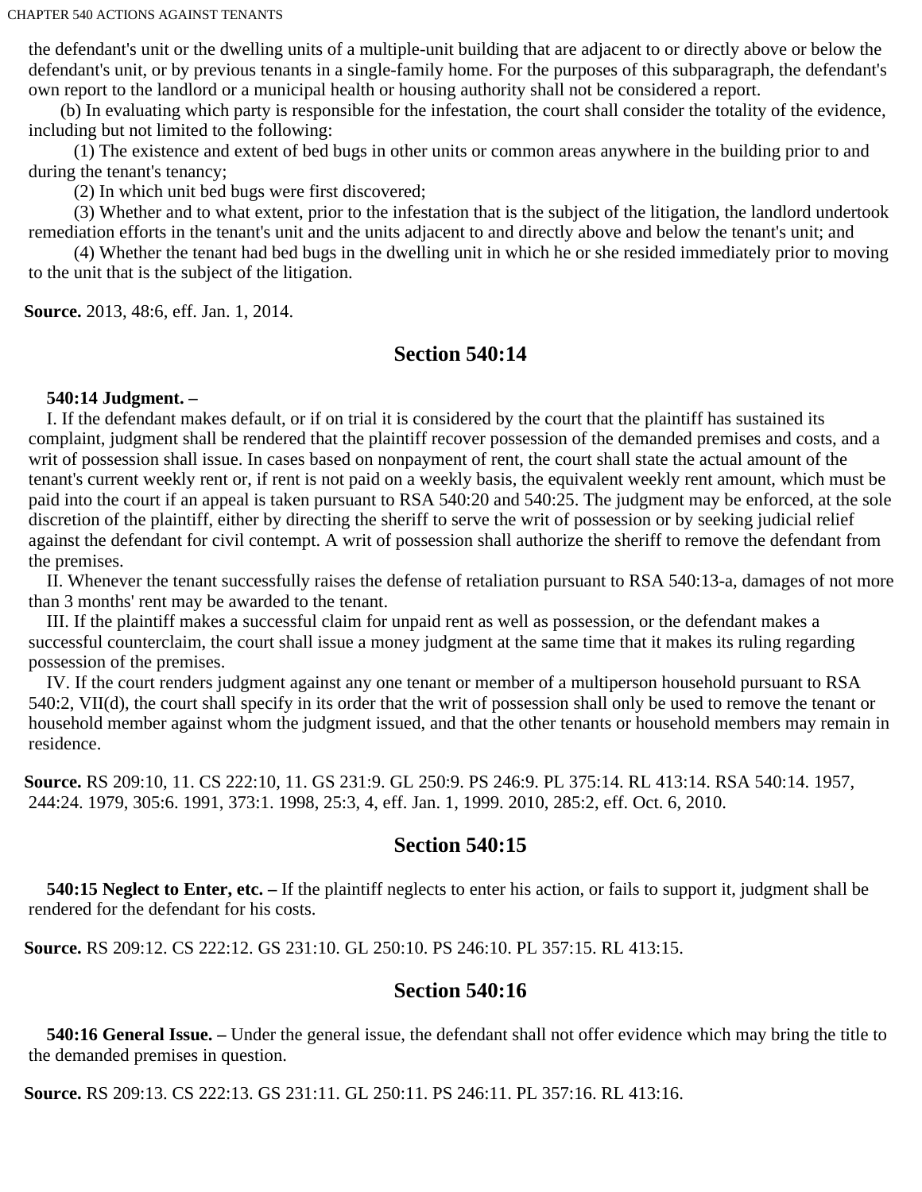the defendant's unit or the dwelling units of a multiple-unit building that are adjacent to or directly above or below the defendant's unit, or by previous tenants in a single-family home. For the purposes of this subparagraph, the defendant's own report to the landlord or a municipal health or housing authority shall not be considered a report.

(b) In evaluating which party is responsible for the infestation, the court shall consider the totality of the evidence, including but not limited to the following:

(1) The existence and extent of bed bugs in other units or common areas anywhere in the building prior to and during the tenant's tenancy;

(2) In which unit bed bugs were first discovered;

(3) Whether and to what extent, prior to the infestation that is the subject of the litigation, the landlord undertook remediation efforts in the tenant's unit and the units adjacent to and directly above and below the tenant's unit; and

(4) Whether the tenant had bed bugs in the dwelling unit in which he or she resided immediately prior to moving to the unit that is the subject of the litigation.

**Source.** 2013, 48:6, eff. Jan. 1, 2014.

## Section 540:14

**540:14 Judgment. –**

I. If the defendant makes default, or if on trial it is considered by the court that the plaintiff has sustained its complaint, judgment shall be rendered that the plaintiff recover possession of the demanded premises and costs, and a writ of possession shall issue. In cases based on nonpayment of rent, the court shall state the actual amount of the tenant's current weekly rent or, if rent is not paid on a weekly basis, the equivalent weekly rent amount, which must be paid into the court if an appeal is taken pursuant to RSA 540:20 and 540:25. The judgment may be enforced, at the sole discretion of the plaintiff, either by directing the sheriff to serve the writ of possession or by seeking judicial relief against the defendant for civil contempt. A writ of possession shall authorize the sheriff to remove the defendant from the premises.

II. Whenever the tenant successfully raises the defense of retaliation pursuant to RSA 540:13-a, damages of not more than 3 months' rent may be awarded to the tenant.

III. If the plaintiff makes a successful claim for unpaid rent as well as possession, or the defendant makes a successful counterclaim, the court shall issue a money judgment at the same time that it makes its ruling regarding possession of the premises.

IV. If the court renders judgment against any one tenant or member of a multiperson household pursuant to RSA 540:2, VII(d), the court shall specify in its order that the writ of possession shall only be used to remove the tenant or household member against whom the judgment issued, and that the other tenants or household members may remain in residence.

**Source.** RS 209:10, 11. CS 222:10, 11. GS 231:9. GL 250:9. PS 246:9. PL 375:14. RL 413:14. RSA 540:14. 1957, 244:24. 1979, 305:6. 1991, 373:1. 1998, 25:3, 4, eff. Jan. 1, 1999. 2010, 285:2, eff. Oct. 6, 2010.

## Section 540:15

**540:15 Neglect to Enter, etc. –** If the plaintiff neglects to enter his action, or fails to support it, judgment shall be rendered for the defendant for his costs.

**Source.** RS 209:12. CS 222:12. GS 231:10. GL 250:10. PS 246:10. PL 357:15. RL 413:15.

## Section 540:16

**540:16 General Issue. –** Under the general issue, the defendant shall not offer evidence which may bring the title to the demanded premises in question.

**Source.** RS 209:13. CS 222:13. GS 231:11. GL 250:11. PS 246:11. PL 357:16. RL 413:16.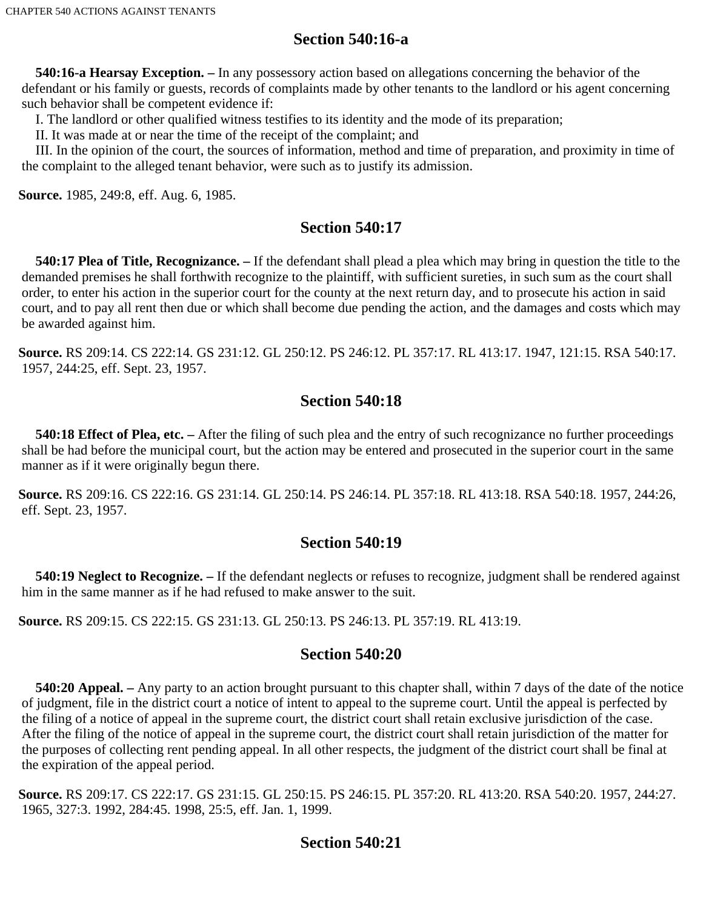## Section 540:16-a

**540:16-a Hearsay Exception. –** In any possessory action based on allegations concerning the behavior of the defendant or his family or guests, records of complaints made by other tenants to the landlord or his agent concerning such behavior shall be competent evidence if:

I. The landlord or other qualified witness testifies to its identity and the mode of its preparation;

II. It was made at or near the time of the receipt of the complaint; and

III. In the opinion of the court, the sources of information, method and time of preparation, and proximity in time of the complaint to the alleged tenant behavior, were such as to justify its admission.

**Source.** 1985, 249:8, eff. Aug. 6, 1985.

## Section 540:17

**540:17 Plea of Title, Recognizance. –** If the defendant shall plead a plea which may bring in question the title to the demanded premises he shall forthwith recognize to the plaintiff, with sufficient sureties, in such sum as the court shall order, to enter his action in the superior court for the county at the next return day, and to prosecute his action in said court, and to pay all rent then due or which shall become due pending the action, and the damages and costs which may be awarded against him.

**Source.** RS 209:14. CS 222:14. GS 231:12. GL 250:12. PS 246:12. PL 357:17. RL 413:17. 1947, 121:15. RSA 540:17. 1957, 244:25, eff. Sept. 23, 1957.

## Section 540:18

**540:18 Effect of Plea, etc. –** After the filing of such plea and the entry of such recognizance no further proceedings shall be had before the municipal court, but the action may be entered and prosecuted in the superior court in the same manner as if it were originally begun there.

**Source.** RS 209:16. CS 222:16. GS 231:14. GL 250:14. PS 246:14. PL 357:18. RL 413:18. RSA 540:18. 1957, 244:26, eff. Sept. 23, 1957.

## Section 540:19

**540:19 Neglect to Recognize. –** If the defendant neglects or refuses to recognize, judgment shall be rendered against him in the same manner as if he had refused to make answer to the suit.

**Source.** RS 209:15. CS 222:15. GS 231:13. GL 250:13. PS 246:13. PL 357:19. RL 413:19.

## Section 540:20

**540:20 Appeal. –** Any party to an action brought pursuant to this chapter shall, within 7 days of the date of the notice of judgment, file in the district court a notice of intent to appeal to the supreme court. Until the appeal is perfected by the filing of a notice of appeal in the supreme court, the district court shall retain exclusive jurisdiction of the case. After the filing of the notice of appeal in the supreme court, the district court shall retain jurisdiction of the matter for the purposes of collecting rent pending appeal. In all other respects, the judgment of the district court shall be final at the expiration of the appeal period.

**Source.** RS 209:17. CS 222:17. GS 231:15. GL 250:15. PS 246:15. PL 357:20. RL 413:20. RSA 540:20. 1957, 244:27. 1965, 327:3. 1992, 284:45. 1998, 25:5, eff. Jan. 1, 1999.

## Section 540:21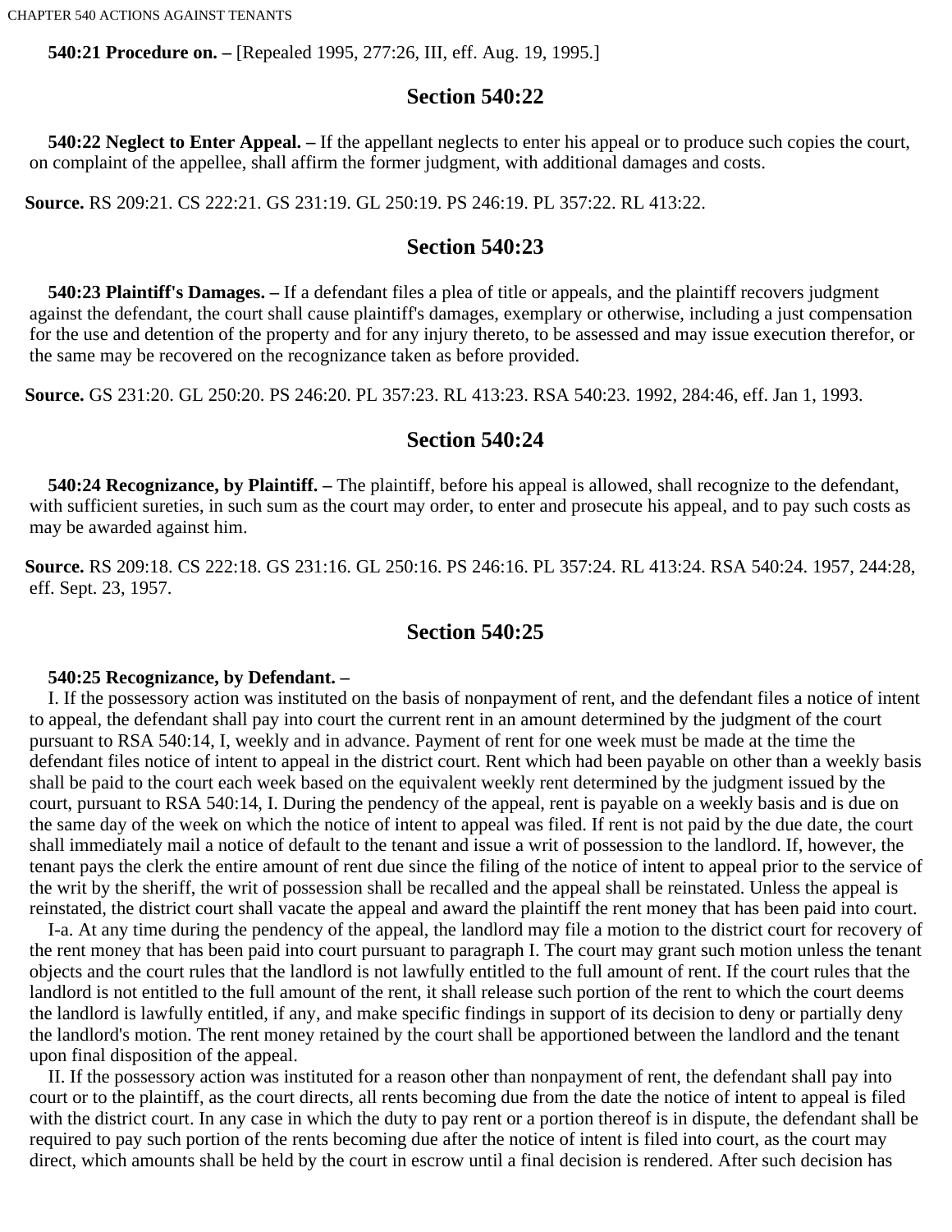**540:21 Procedure on. –** [Repealed 1995, 277:26, III, eff. Aug. 19, 1995.]

## Section 540:22

**540:22 Neglect to Enter Appeal. –** If the appellant neglects to enter his appeal or to produce such copies the court, on complaint of the appellee, shall affirm the former judgment, with additional damages and costs.

**Source.** RS 209:21. CS 222:21. GS 231:19. GL 250:19. PS 246:19. PL 357:22. RL 413:22.

## Section 540:23

**540:23 Plaintiff's Damages. –** If a defendant files a plea of title or appeals, and the plaintiff recovers judgment against the defendant, the court shall cause plaintiff's damages, exemplary or otherwise, including a just compensation for the use and detention of the property and for any injury thereto, to be assessed and may issue execution therefor, or the same may be recovered on the recognizance taken as before provided.

**Source.** GS 231:20. GL 250:20. PS 246:20. PL 357:23. RL 413:23. RSA 540:23. 1992, 284:46, eff. Jan 1, 1993.

## Section 540:24

**540:24 Recognizance, by Plaintiff. –** The plaintiff, before his appeal is allowed, shall recognize to the defendant, with sufficient sureties, in such sum as the court may order, to enter and prosecute his appeal, and to pay such costs as may be awarded against him.

**Source.** RS 209:18. CS 222:18. GS 231:16. GL 250:16. PS 246:16. PL 357:24. RL 413:24. RSA 540:24. 1957, 244:28, eff. Sept. 23, 1957.

## Section 540:25

**540:25 Recognizance, by Defendant. –**

I. If the possessory action was instituted on the basis of nonpayment of rent, and the defendant files a notice of intent to appeal, the defendant shall pay into court the current rent in an amount determined by the judgment of the court pursuant to RSA 540:14, I, weekly and in advance. Payment of rent for one week must be made at the time the defendant files notice of intent to appeal in the district court. Rent which had been payable on other than a weekly basis shall be paid to the court each week based on the equivalent weekly rent determined by the judgment issued by the court, pursuant to RSA 540:14, I. During the pendency of the appeal, rent is payable on a weekly basis and is due on the same day of the week on which the notice of intent to appeal was filed. If rent is not paid by the due date, the court shall immediately mail a notice of default to the tenant and issue a writ of possession to the landlord. If, however, the tenant pays the clerk the entire amount of rent due since the filing of the notice of intent to appeal prior to the service of the writ by the sheriff, the writ of possession shall be recalled and the appeal shall be reinstated. Unless the appeal is reinstated, the district court shall vacate the appeal and award the plaintiff the rent money that has been paid into court.

I-a. At any time during the pendency of the appeal, the landlord may file a motion to the district court for recovery of the rent money that has been paid into court pursuant to paragraph I. The court may grant such motion unless the tenant objects and the court rules that the landlord is not lawfully entitled to the full amount of rent. If the court rules that the landlord is not entitled to the full amount of the rent, it shall release such portion of the rent to which the court deems the landlord is lawfully entitled, if any, and make specific findings in support of its decision to deny or partially deny the landlord's motion. The rent money retained by the court shall be apportioned between the landlord and the tenant upon final disposition of the appeal.

II. If the possessory action was instituted for a reason other than nonpayment of rent, the defendant shall pay into court or to the plaintiff, as the court directs, all rents becoming due from the date the notice of intent to appeal is filed with the district court. In any case in which the duty to pay rent or a portion thereof is in dispute, the defendant shall be required to pay such portion of the rents becoming due after the notice of intent is filed into court, as the court may direct, which amounts shall be held by the court in escrow until a final decision is rendered. After such decision has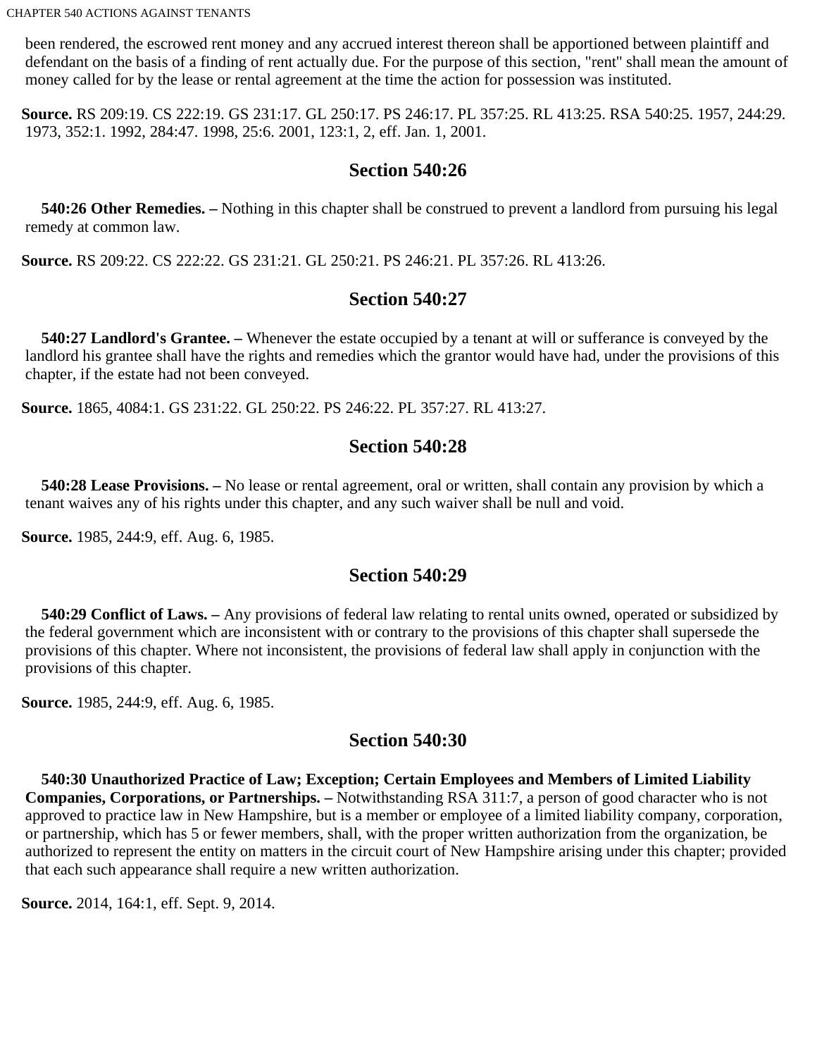been rendered, the escrowed rent money and any accrued interest thereon shall be apportioned between plaintiff and defendant on the basis of a finding of rent actually due. For the purpose of this section, "rent" shall mean the amount of money called for by the lease or rental agreement at the time the action for possession was instituted.

**Source.** RS 209:19. CS 222:19. GS 231:17. GL 250:17. PS 246:17. PL 357:25. RL 413:25. RSA 540:25. 1957, 244:29. 1973, 352:1. 1992, 284:47. 1998, 25:6. 2001, 123:1, 2, eff. Jan. 1, 2001.

## Section 540:26

**540:26 Other Remedies. –** Nothing in this chapter shall be construed to prevent a landlord from pursuing his legal remedy at common law.

**Source.** RS 209:22. CS 222:22. GS 231:21. GL 250:21. PS 246:21. PL 357:26. RL 413:26.

## Section 540:27

**540:27 Landlord's Grantee. –** Whenever the estate occupied by a tenant at will or sufferance is conveyed by the landlord his grantee shall have the rights and remedies which the grantor would have had, under the provisions of this chapter, if the estate had not been conveyed.

**Source.** 1865, 4084:1. GS 231:22. GL 250:22. PS 246:22. PL 357:27. RL 413:27.

## Section 540:28

**540:28 Lease Provisions. –** No lease or rental agreement, oral or written, shall contain any provision by which a tenant waives any of his rights under this chapter, and any such waiver shall be null and void.

**Source.** 1985, 244:9, eff. Aug. 6, 1985.

## Section 540:29

**540:29 Conflict of Laws. –** Any provisions of federal law relating to rental units owned, operated or subsidized by the federal government which are inconsistent with or contrary to the provisions of this chapter shall supersede the provisions of this chapter. Where not inconsistent, the provisions of federal law shall apply in conjunction with the provisions of this chapter.

**Source.** 1985, 244:9, eff. Aug. 6, 1985.

## Section 540:30

**540:30 Unauthorized Practice of Law; Exception; Certain Employees and Members of Limited Liability Companies, Corporations, or Partnerships. –** Notwithstanding RSA 311:7, a person of good character who is not approved to practice law in New Hampshire, but is a member or employee of a limited liability company, corporation, or partnership, which has 5 or fewer members, shall, with the proper written authorization from the organization, be authorized to represent the entity on matters in the circuit court of New Hampshire arising under this chapter; provided that each such appearance shall require a new written authorization.

**Source.** 2014, 164:1, eff. Sept. 9, 2014.